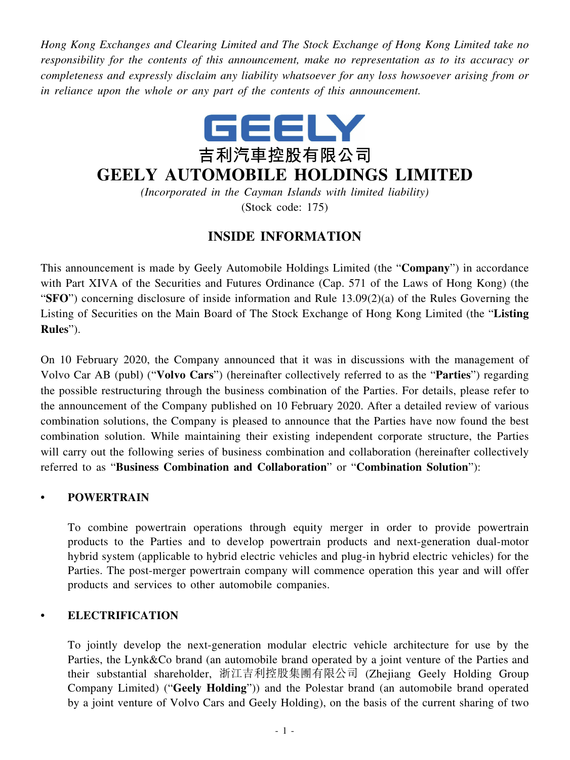*Hong Kong Exchanges and Clearing Limited and The Stock Exchange of Hong Kong Limited take no responsibility for the contents of this announcement, make no representation as to its accuracy or completeness and expressly disclaim any liability whatsoever for any loss howsoever arising from or in reliance upon the whole or any part of the contents of this announcement.*

GEELY

吉利汽車控股有限公司

# GEELY AUTOMOBILE HOLDINGS LIMITED

*(Incorporated in the Cayman Islands with limited liability)*

(Stock code: 175)

## INSIDE INFORMATION

This announcement is made by Geely Automobile Holdings Limited (the "**Company**") in accordance with Part XIVA of the Securities and Futures Ordinance (Cap. 571 of the Laws of Hong Kong) (the "**SFO**") concerning disclosure of inside information and Rule 13.09(2)(a) of the Rules Governing the Listing of Securities on the Main Board of The Stock Exchange of Hong Kong Limited (the "**Listing Rules**").

On 10 February 2020, the Company announced that it was in discussions with the management of Volvo Car AB (publ) ("**Volvo Cars**") (hereinafter collectively referred to as the "**Parties**") regarding the possible restructuring through the business combination of the Parties. For details, please refer to the announcement of the Company published on 10 February 2020. After a detailed review of various combination solutions, the Company is pleased to announce that the Parties have now found the best combination solution. While maintaining their existing independent corporate structure, the Parties will carry out the following series of business combination and collaboration (hereinafter collectively referred to as "**Business Combination and Collaboration**" or "**Combination Solution**"):

- **POWERTRAIN**

  To combine powertrain operations through equity merger in order to provide powertrain products to the Parties and to develop powertrain products and next-generation dual-motor hybrid system (applicable to hybrid electric vehicles and plug-in hybrid electric vehicles) for the Parties. The post-merger powertrain company will commence operation this year and will offer products and services to other automobile companies.

- **ELECTRIFICATION**

  To jointly develop the next-generation modular electric vehicle architecture for use by the Parties, the Lynk&Co brand (an automobile brand operated by a joint venture of the Parties and their substantial shareholder, 浙江吉利控股集團有限公司 (Zhejiang Geely Holding Group Company Limited) ("**Geely Holding**")) and the Polestar brand (an automobile brand operated by a joint venture of Volvo Cars and Geely Holding), on the basis of the current sharing of two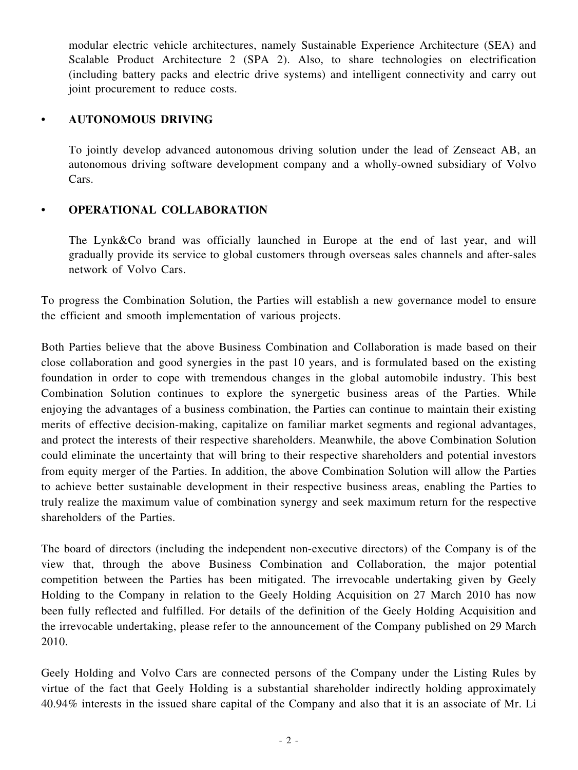modular electric vehicle architectures, namely Sustainable Experience Architecture (SEA) and Scalable Product Architecture 2 (SPA 2). Also, to share technologies on electrification (including battery packs and electric drive systems) and intelligent connectivity and carry out joint procurement to reduce costs.

- **AUTONOMOUS DRIVING**

  To jointly develop advanced autonomous driving solution under the lead of Zenseact AB, an autonomous driving software development company and a wholly-owned subsidiary of Volvo Cars.

- **OPERATIONAL COLLABORATION**

  The Lynk&Co brand was officially launched in Europe at the end of last year, and will gradually provide its service to global customers through overseas sales channels and after-sales network of Volvo Cars.

To progress the Combination Solution, the Parties will establish a new governance model to ensure the efficient and smooth implementation of various projects.

Both Parties believe that the above Business Combination and Collaboration is made based on their close collaboration and good synergies in the past 10 years, and is formulated based on the existing foundation in order to cope with tremendous changes in the global automobile industry. This best Combination Solution continues to explore the synergetic business areas of the Parties. While enjoying the advantages of a business combination, the Parties can continue to maintain their existing merits of effective decision-making, capitalize on familiar market segments and regional advantages, and protect the interests of their respective shareholders. Meanwhile, the above Combination Solution could eliminate the uncertainty that will bring to their respective shareholders and potential investors from equity merger of the Parties. In addition, the above Combination Solution will allow the Parties to achieve better sustainable development in their respective business areas, enabling the Parties to truly realize the maximum value of combination synergy and seek maximum return for the respective shareholders of the Parties.

The board of directors (including the independent non-executive directors) of the Company is of the view that, through the above Business Combination and Collaboration, the major potential competition between the Parties has been mitigated. The irrevocable undertaking given by Geely Holding to the Company in relation to the Geely Holding Acquisition on 27 March 2010 has now been fully reflected and fulfilled. For details of the definition of the Geely Holding Acquisition and the irrevocable undertaking, please refer to the announcement of the Company published on 29 March 2010.

Geely Holding and Volvo Cars are connected persons of the Company under the Listing Rules by virtue of the fact that Geely Holding is a substantial shareholder indirectly holding approximately 40.94% interests in the issued share capital of the Company and also that it is an associate of Mr. Li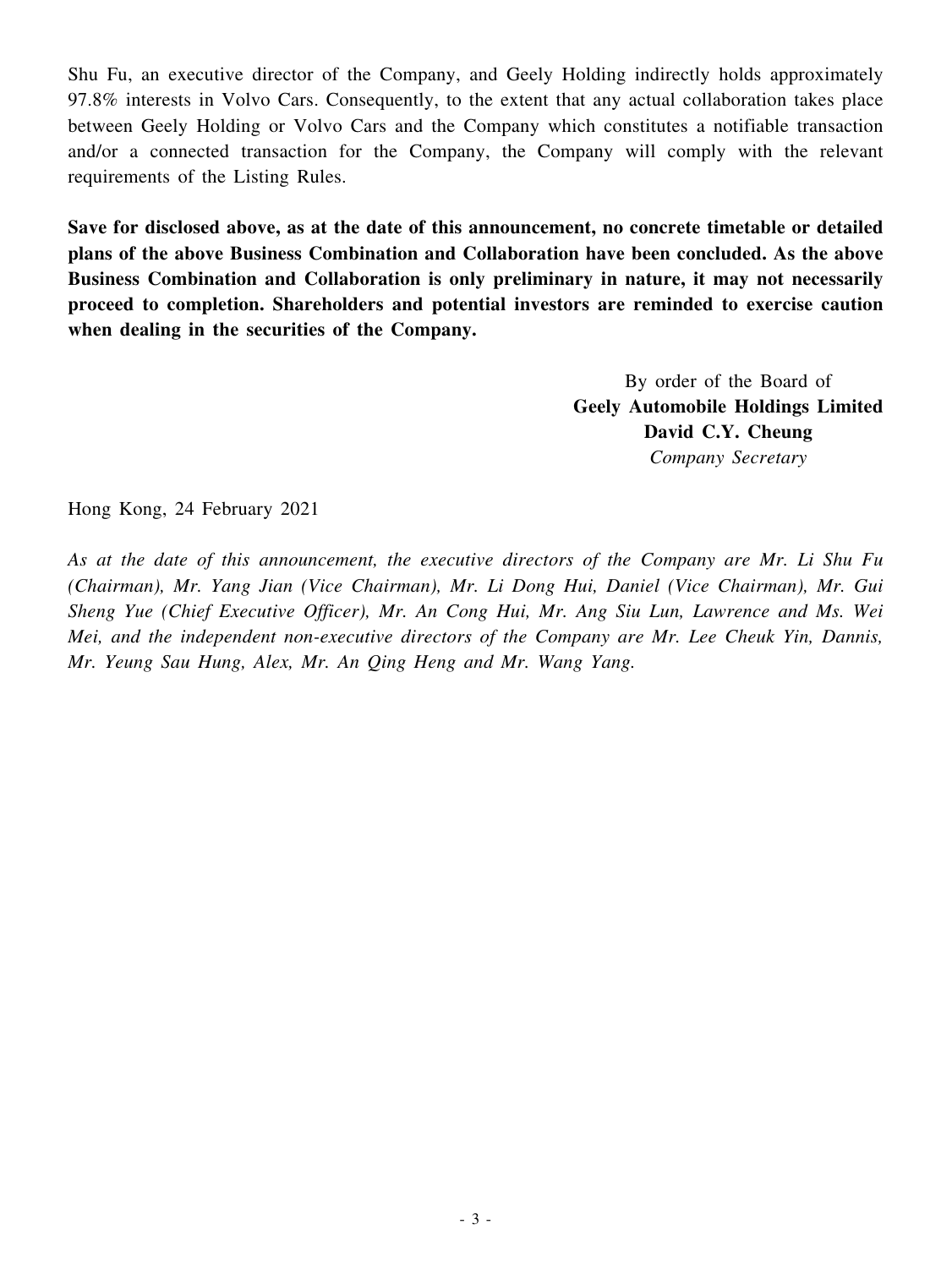Shu Fu, an executive director of the Company, and Geely Holding indirectly holds approximately 97.8% interests in Volvo Cars. Consequently, to the extent that any actual collaboration takes place between Geely Holding or Volvo Cars and the Company which constitutes a notifiable transaction and/or a connected transaction for the Company, the Company will comply with the relevant requirements of the Listing Rules.

**Save for disclosed above, as at the date of this announcement, no concrete timetable or detailed plans of the above Business Combination and Collaboration have been concluded. As the above Business Combination and Collaboration is only preliminary in nature, it may not necessarily proceed to completion. Shareholders and potential investors are reminded to exercise caution when dealing in the securities of the Company.**

By order of the Board of
**Geely Automobile Holdings Limited**
**David C.Y. Cheung**
*Company Secretary*

Hong Kong, 24 February 2021

*As at the date of this announcement, the executive directors of the Company are Mr. Li Shu Fu (Chairman), Mr. Yang Jian (Vice Chairman), Mr. Li Dong Hui, Daniel (Vice Chairman), Mr. Gui Sheng Yue (Chief Executive Officer), Mr. An Cong Hui, Mr. Ang Siu Lun, Lawrence and Ms. Wei Mei, and the independent non-executive directors of the Company are Mr. Lee Cheuk Yin, Dannis, Mr. Yeung Sau Hung, Alex, Mr. An Qing Heng and Mr. Wang Yang.*